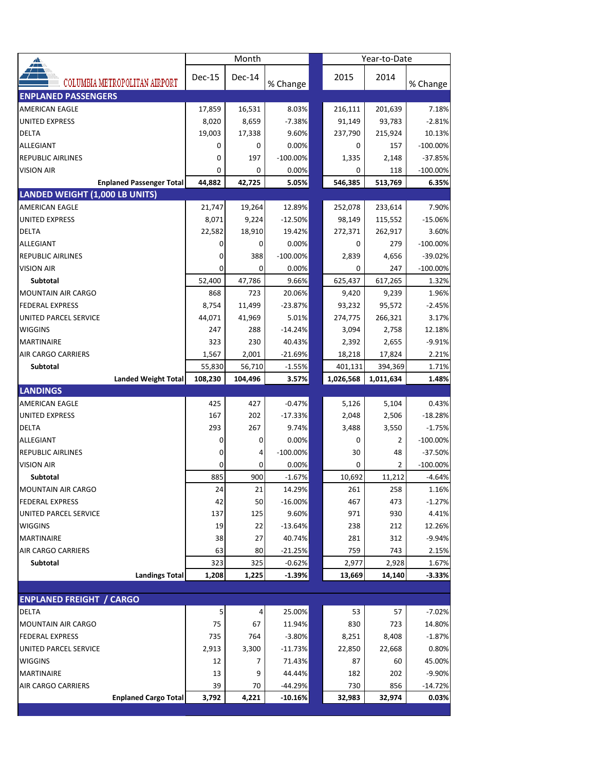# COLUMBIA METROPOLITAN AIRPORT

| | Month | | | Year-to-Date | | |
|---|---|---|---|---|---|---|
| | Dec-15 | Dec-14 | % Change | 2015 | 2014 | % Change |
| **ENPLANED PASSENGERS** | | | | | | |
| AMERICAN EAGLE | 17,859 | 16,531 | 8.03% | 216,111 | 201,639 | 7.18% |
| UNITED EXPRESS | 8,020 | 8,659 | -7.38% | 91,149 | 93,783 | -2.81% |
| DELTA | 19,003 | 17,338 | 9.60% | 237,790 | 215,924 | 10.13% |
| ALLEGIANT | 0 | 0 | 0.00% | 0 | 157 | -100.00% |
| REPUBLIC AIRLINES | 0 | 197 | -100.00% | 1,335 | 2,148 | -37.85% |
| VISION AIR | 0 | 0 | 0.00% | 0 | 118 | -100.00% |
| **Enplaned Passenger Total** | **44,882** | **42,725** | **5.05%** | **546,385** | **513,769** | **6.35%** |
| **LANDED WEIGHT (1,000 LB UNITS)** | | | | | | |
| AMERICAN EAGLE | 21,747 | 19,264 | 12.89% | 252,078 | 233,614 | 7.90% |
| UNITED EXPRESS | 8,071 | 9,224 | -12.50% | 98,149 | 115,552 | -15.06% |
| DELTA | 22,582 | 18,910 | 19.42% | 272,371 | 262,917 | 3.60% |
| ALLEGIANT | 0 | 0 | 0.00% | 0 | 279 | -100.00% |
| REPUBLIC AIRLINES | 0 | 388 | -100.00% | 2,839 | 4,656 | -39.02% |
| VISION AIR | 0 | 0 | 0.00% | 0 | 247 | -100.00% |
| **Subtotal** | 52,400 | 47,786 | 9.66% | 625,437 | 617,265 | 1.32% |
| MOUNTAIN AIR CARGO | 868 | 723 | 20.06% | 9,420 | 9,239 | 1.96% |
| FEDERAL EXPRESS | 8,754 | 11,499 | -23.87% | 93,232 | 95,572 | -2.45% |
| UNITED PARCEL SERVICE | 44,071 | 41,969 | 5.01% | 274,775 | 266,321 | 3.17% |
| WIGGINS | 247 | 288 | -14.24% | 3,094 | 2,758 | 12.18% |
| MARTINAIRE | 323 | 230 | 40.43% | 2,392 | 2,655 | -9.91% |
| AIR CARGO CARRIERS | 1,567 | 2,001 | -21.69% | 18,218 | 17,824 | 2.21% |
| **Subtotal** | 55,830 | 56,710 | -1.55% | 401,131 | 394,369 | 1.71% |
| **Landed Weight Total** | **108,230** | **104,496** | **3.57%** | **1,026,568** | **1,011,634** | **1.48%** |
| **LANDINGS** | | | | | | |
| AMERICAN EAGLE | 425 | 427 | -0.47% | 5,126 | 5,104 | 0.43% |
| UNITED EXPRESS | 167 | 202 | -17.33% | 2,048 | 2,506 | -18.28% |
| DELTA | 293 | 267 | 9.74% | 3,488 | 3,550 | -1.75% |
| ALLEGIANT | 0 | 0 | 0.00% | 0 | 2 | -100.00% |
| REPUBLIC AIRLINES | 0 | 4 | -100.00% | 30 | 48 | -37.50% |
| VISION AIR | 0 | 0 | 0.00% | 0 | 2 | -100.00% |
| **Subtotal** | 885 | 900 | -1.67% | 10,692 | 11,212 | -4.64% |
| MOUNTAIN AIR CARGO | 24 | 21 | 14.29% | 261 | 258 | 1.16% |
| FEDERAL EXPRESS | 42 | 50 | -16.00% | 467 | 473 | -1.27% |
| UNITED PARCEL SERVICE | 137 | 125 | 9.60% | 971 | 930 | 4.41% |
| WIGGINS | 19 | 22 | -13.64% | 238 | 212 | 12.26% |
| MARTINAIRE | 38 | 27 | 40.74% | 281 | 312 | -9.94% |
| AIR CARGO CARRIERS | 63 | 80 | -21.25% | 759 | 743 | 2.15% |
| **Subtotal** | 323 | 325 | -0.62% | 2,977 | 2,928 | 1.67% |
| **Landings Total** | **1,208** | **1,225** | **-1.39%** | **13,669** | **14,140** | **-3.33%** |
| **ENPLANED FREIGHT / CARGO** | | | | | | |
| DELTA | 5 | 4 | 25.00% | 53 | 57 | -7.02% |
| MOUNTAIN AIR CARGO | 75 | 67 | 11.94% | 830 | 723 | 14.80% |
| FEDERAL EXPRESS | 735 | 764 | -3.80% | 8,251 | 8,408 | -1.87% |
| UNITED PARCEL SERVICE | 2,913 | 3,300 | -11.73% | 22,850 | 22,668 | 0.80% |
| WIGGINS | 12 | 7 | 71.43% | 87 | 60 | 45.00% |
| MARTINAIRE | 13 | 9 | 44.44% | 182 | 202 | -9.90% |
| AIR CARGO CARRIERS | 39 | 70 | -44.29% | 730 | 856 | -14.72% |
| **Enplaned Cargo Total** | **3,792** | **4,221** | **-10.16%** | **32,983** | **32,974** | **0.03%** |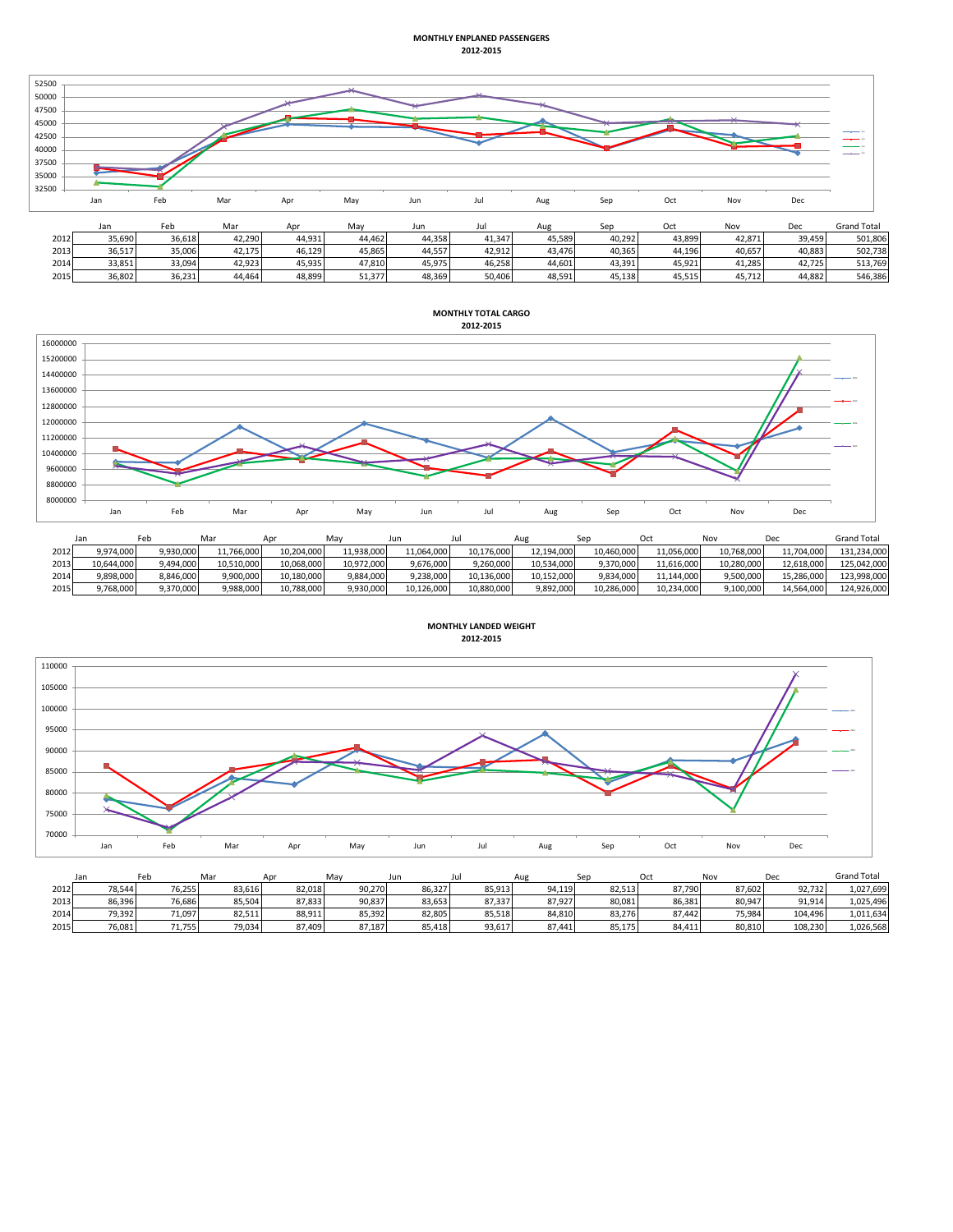**MONTHLY ENPLANED PASSENGERS**
**2012-2015**

| | Jan | Feb | Mar | Apr | May | Jun | Jul | Aug | Sep | Oct | Nov | Dec | Grand Total |
|---|---|---|---|---|---|---|---|---|---|---|---|---|---|
| 2012 | 35,690 | 36,618 | 42,290 | 44,931 | 44,462 | 44,358 | 41,347 | 45,589 | 40,292 | 43,899 | 42,871 | 39,459 | 501,806 |
| 2013 | 36,517 | 35,006 | 42,175 | 46,129 | 45,865 | 44,557 | 42,912 | 43,476 | 40,365 | 44,196 | 40,657 | 40,883 | 502,738 |
| 2014 | 33,851 | 33,094 | 42,923 | 45,935 | 47,810 | 45,975 | 46,258 | 44,601 | 43,391 | 45,921 | 41,285 | 42,725 | 513,769 |
| 2015 | 36,802 | 36,231 | 44,464 | 48,899 | 51,377 | 48,369 | 50,406 | 48,591 | 45,138 | 45,515 | 45,712 | 44,882 | 546,386 |

**MONTHLY TOTAL CARGO**
**2012-2015**

| | Jan | Feb | Mar | Apr | May | Jun | Jul | Aug | Sep | Oct | Nov | Dec | Grand Total |
|---|---|---|---|---|---|---|---|---|---|---|---|---|---|
| 2012 | 9,974,000 | 9,930,000 | 11,766,000 | 10,204,000 | 11,938,000 | 11,064,000 | 10,176,000 | 12,194,000 | 10,460,000 | 11,056,000 | 10,768,000 | 11,704,000 | 131,234,000 |
| 2013 | 10,644,000 | 9,494,000 | 10,510,000 | 10,068,000 | 10,972,000 | 9,676,000 | 9,260,000 | 10,534,000 | 9,370,000 | 11,616,000 | 10,280,000 | 12,618,000 | 125,042,000 |
| 2014 | 9,898,000 | 8,846,000 | 9,900,000 | 10,180,000 | 9,884,000 | 9,238,000 | 10,136,000 | 10,152,000 | 9,834,000 | 11,144,000 | 9,500,000 | 15,286,000 | 123,998,000 |
| 2015 | 9,768,000 | 9,370,000 | 9,988,000 | 10,788,000 | 9,930,000 | 10,126,000 | 10,880,000 | 9,892,000 | 10,286,000 | 10,234,000 | 9,100,000 | 14,564,000 | 124,926,000 |

**MONTHLY LANDED WEIGHT**
**2012-2015**

| | Jan | Feb | Mar | Apr | May | Jun | Jul | Aug | Sep | Oct | Nov | Dec | Grand Total |
|---|---|---|---|---|---|---|---|---|---|---|---|---|---|
| 2012 | 78,544 | 76,255 | 83,616 | 82,018 | 90,270 | 86,327 | 85,913 | 94,119 | 82,513 | 87,790 | 87,602 | 92,732 | 1,027,699 |
| 2013 | 86,396 | 76,686 | 85,504 | 87,833 | 90,837 | 83,653 | 87,337 | 87,927 | 80,081 | 86,381 | 80,947 | 91,914 | 1,025,496 |
| 2014 | 79,392 | 71,097 | 82,511 | 88,911 | 85,392 | 82,805 | 85,518 | 84,810 | 83,276 | 87,442 | 75,984 | 104,496 | 1,011,634 |
| 2015 | 76,081 | 71,755 | 79,034 | 87,409 | 87,187 | 85,418 | 93,617 | 87,441 | 85,175 | 84,411 | 80,810 | 108,230 | 1,026,568 |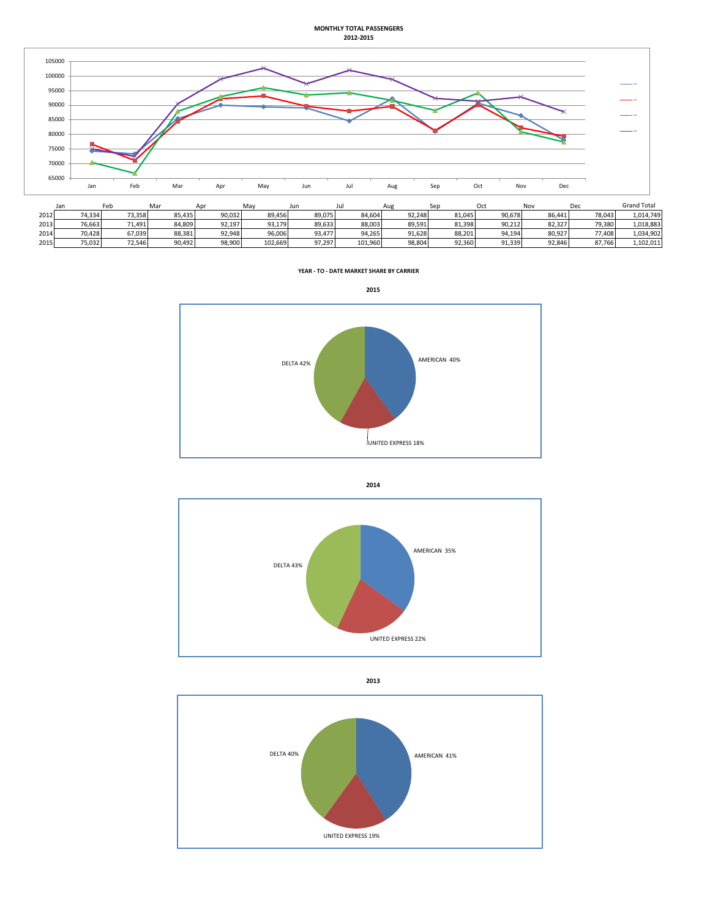**MONTHLY TOTAL PASSENGERS**
**2012-2015**

105000
100000
95000
90000
85000
80000
75000
70000
65000

Jan Feb Mar Apr May Jun Jul Aug Sep Oct Nov Dec

| | Jan | Feb | Mar | Apr | May | Jun | Jul | Aug | Sep | Oct | Nov | Dec | Grand Total |
|---|---|---|---|---|---|---|---|---|---|---|---|---|---|
| 2012 | 74,334 | 73,358 | 85,435 | 90,032 | 89,456 | 89,075 | 84,604 | 92,248 | 81,045 | 90,678 | 86,441 | 78,043 | 1,014,749 |
| 2013 | 76,663 | 71,491 | 84,809 | 92,197 | 93,179 | 89,633 | 88,003 | 89,591 | 81,398 | 90,212 | 82,327 | 79,380 | 1,018,883 |
| 2014 | 70,428 | 67,039 | 88,381 | 92,948 | 96,006 | 93,477 | 94,265 | 91,628 | 88,201 | 94,194 | 80,927 | 77,408 | 1,034,902 |
| 2015 | 75,032 | 72,546 | 90,492 | 98,900 | 102,669 | 97,297 | 101,960 | 98,804 | 92,360 | 91,339 | 92,846 | 87,766 | 1,102,011 |

**YEAR - TO - DATE MARKET SHARE BY CARRIER**

**2015**

DELTA 42%
AMERICAN 40%
UNITED EXPRESS 18%

**2014**

DELTA 43%
AMERICAN 35%
UNITED EXPRESS 22%

**2013**

DELTA 40%
AMERICAN 41%
UNITED EXPRESS 19%